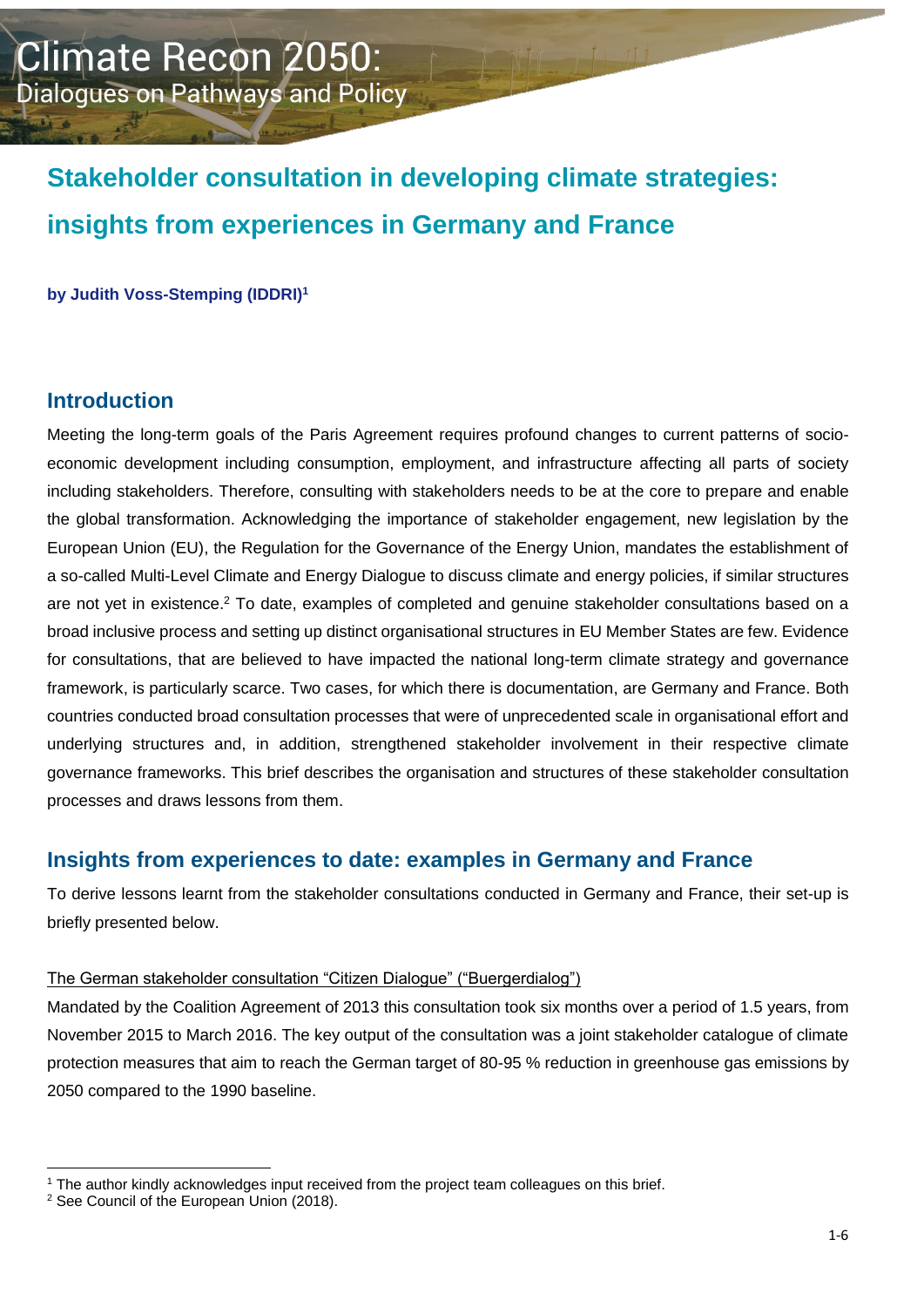# Climate Recon 2050:
Dialogues on Pathways and Policy

## Stakeholder consultation in developing climate strategies: insights from experiences in Germany and France

**by Judith Voss-Stemping (IDDRI)[1]**

## Introduction

Meeting the long-term goals of the Paris Agreement requires profound changes to current patterns of socio-economic development including consumption, employment, and infrastructure affecting all parts of society including stakeholders. Therefore, consulting with stakeholders needs to be at the core to prepare and enable the global transformation. Acknowledging the importance of stakeholder engagement, new legislation by the European Union (EU), the Regulation for the Governance of the Energy Union, mandates the establishment of a so-called Multi-Level Climate and Energy Dialogue to discuss climate and energy policies, if similar structures are not yet in existence.[2] To date, examples of completed and genuine stakeholder consultations based on a broad inclusive process and setting up distinct organisational structures in EU Member States are few. Evidence for consultations, that are believed to have impacted the national long-term climate strategy and governance framework, is particularly scarce. Two cases, for which there is documentation, are Germany and France. Both countries conducted broad consultation processes that were of unprecedented scale in organisational effort and underlying structures and, in addition, strengthened stakeholder involvement in their respective climate governance frameworks. This brief describes the organisation and structures of these stakeholder consultation processes and draws lessons from them.

## Insights from experiences to date: examples in Germany and France

To derive lessons learnt from the stakeholder consultations conducted in Germany and France, their set-up is briefly presented below.

### The German stakeholder consultation "Citizen Dialogue" ("Buergerdialog")

Mandated by the Coalition Agreement of 2013 this consultation took six months over a period of 1.5 years, from November 2015 to March 2016. The key output of the consultation was a joint stakeholder catalogue of climate protection measures that aim to reach the German target of 80-95 % reduction in greenhouse gas emissions by 2050 compared to the 1990 baseline.

---

[1] The author kindly acknowledges input received from the project team colleagues on this brief.

[2] See Council of the European Union (2018).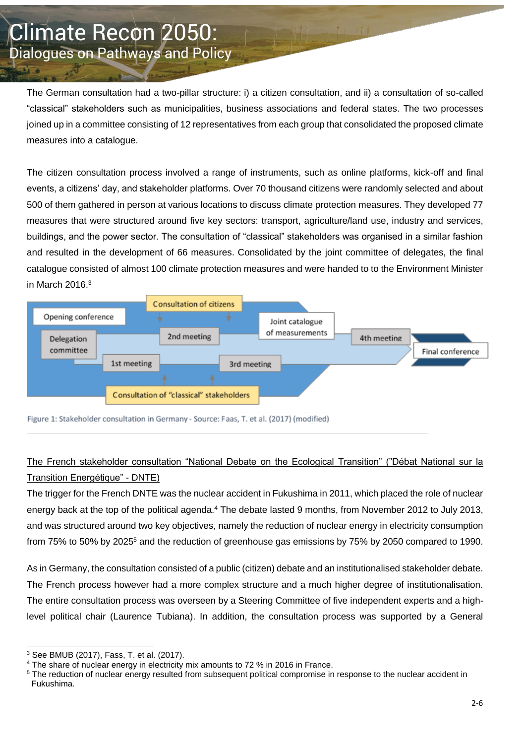The German consultation had a two-pillar structure: i) a citizen consultation, and ii) a consultation of so-called "classical" stakeholders such as municipalities, business associations and federal states. The two processes joined up in a committee consisting of 12 representatives from each group that consolidated the proposed climate measures into a catalogue.

The citizen consultation process involved a range of instruments, such as online platforms, kick-off and final events, a citizens' day, and stakeholder platforms. Over 70 thousand citizens were randomly selected and about 500 of them gathered in person at various locations to discuss climate protection measures. They developed 77 measures that were structured around five key sectors: transport, agriculture/land use, industry and services, buildings, and the power sector. The consultation of "classical" stakeholders was organised in a similar fashion and resulted in the development of 66 measures. Consolidated by the joint committee of delegates, the final catalogue consisted of almost 100 climate protection measures and were handed to to the Environment Minister in March 2016.[3]

Consultation of citizens

Opening conference

Delegation committee

1st meeting

2nd meeting

3rd meeting

Joint catalogue of measurements

4th meeting

Final conference

Consultation of "classical" stakeholders

Figure 1: Stakeholder consultation in Germany - Source: Faas, T. et al. (2017) (modified)

<u>The French stakeholder consultation "National Debate on the Ecological Transition" ("Débat National sur la Transition Energétique" - DNTE)</u>

The trigger for the French DNTE was the nuclear accident in Fukushima in 2011, which placed the role of nuclear energy back at the top of the political agenda.[4] The debate lasted 9 months, from November 2012 to July 2013, and was structured around two key objectives, namely the reduction of nuclear energy in electricity consumption from 75% to 50% by 2025[5] and the reduction of greenhouse gas emissions by 75% by 2050 compared to 1990.

As in Germany, the consultation consisted of a public (citizen) debate and an institutionalised stakeholder debate. The French process however had a more complex structure and a much higher degree of institutionalisation. The entire consultation process was overseen by a Steering Committee of five independent experts and a high-level political chair (Laurence Tubiana). In addition, the consultation process was supported by a General

---

[3] See BMUB (2017), Fass, T. et al. (2017).

[4] The share of nuclear energy in electricity mix amounts to 72 % in 2016 in France.

[5] The reduction of nuclear energy resulted from subsequent political compromise in response to the nuclear accident in Fukushima.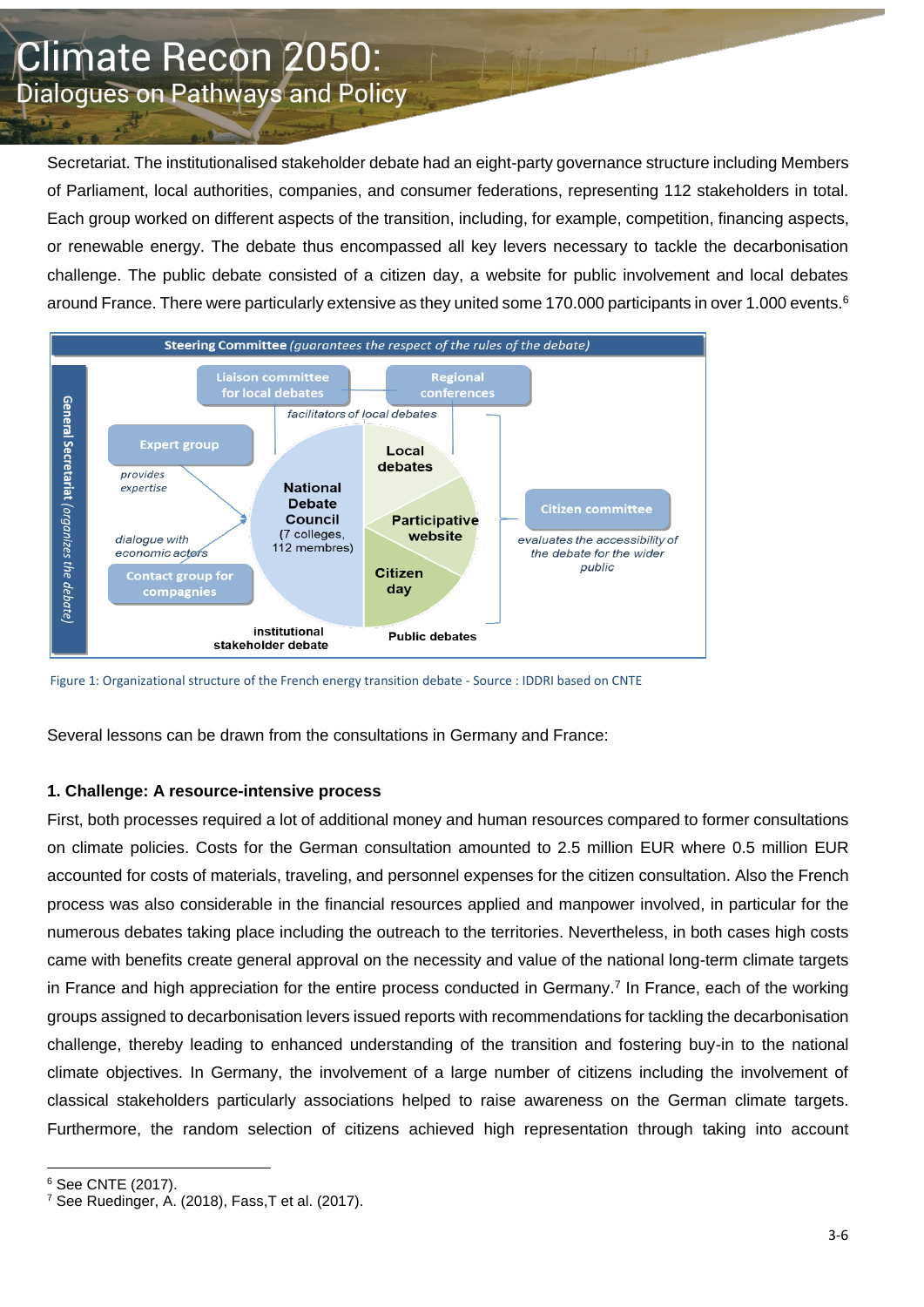Secretariat. The institutionalised stakeholder debate had an eight-party governance structure including Members of Parliament, local authorities, companies, and consumer federations, representing 112 stakeholders in total. Each group worked on different aspects of the transition, including, for example, competition, financing aspects, or renewable energy. The debate thus encompassed all key levers necessary to tackle the decarbonisation challenge. The public debate consisted of a citizen day, a website for public involvement and local debates around France. There were particularly extensive as they united some 170.000 participants in over 1.000 events.[6]

**Steering Committee** *(guarantees the respect of the rules of the debate)*

**General Secretariat** *(organizes the debate)*

Liaison committee for local debates — Regional conferences — *facilitators of local debates*

Expert group — *provides expertise*

Contact group for compagnies — *dialogue with economic actors*

National Debate Council (7 colleges, 112 membres) — institutional stakeholder debate

Local debates — Participative website — Citizen day — Public debates

Citizen committee — *evaluates the accessibility of the debate for the wider public*

Figure 1: Organizational structure of the French energy transition debate - Source : IDDRI based on CNTE

Several lessons can be drawn from the consultations in Germany and France:

**1. Challenge: A resource-intensive process**

First, both processes required a lot of additional money and human resources compared to former consultations on climate policies. Costs for the German consultation amounted to 2.5 million EUR where 0.5 million EUR accounted for costs of materials, traveling, and personnel expenses for the citizen consultation. Also the French process was also considerable in the financial resources applied and manpower involved, in particular for the numerous debates taking place including the outreach to the territories. Nevertheless, in both cases high costs came with benefits create general approval on the necessity and value of the national long-term climate targets in France and high appreciation for the entire process conducted in Germany.[7] In France, each of the working groups assigned to decarbonisation levers issued reports with recommendations for tackling the decarbonisation challenge, thereby leading to enhanced understanding of the transition and fostering buy-in to the national climate objectives. In Germany, the involvement of a large number of citizens including the involvement of classical stakeholders particularly associations helped to raise awareness on the German climate targets. Furthermore, the random selection of citizens achieved high representation through taking into account

[6] See CNTE (2017).

[7] See Ruedinger, A. (2018), Fass,T et al. (2017).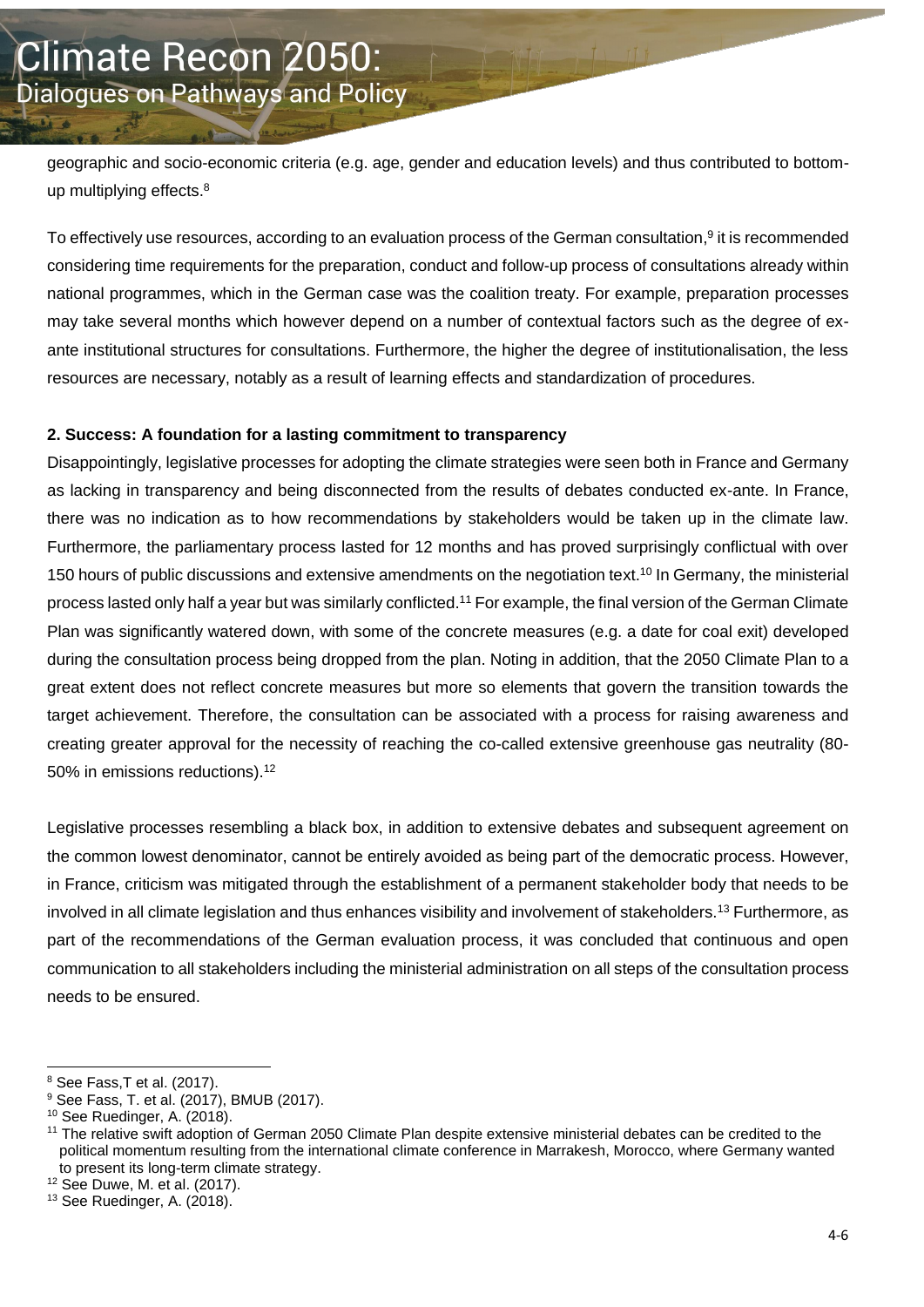geographic and socio-economic criteria (e.g. age, gender and education levels) and thus contributed to bottom-up multiplying effects.[8]

To effectively use resources, according to an evaluation process of the German consultation,[9] it is recommended considering time requirements for the preparation, conduct and follow-up process of consultations already within national programmes, which in the German case was the coalition treaty. For example, preparation processes may take several months which however depend on a number of contextual factors such as the degree of ex-ante institutional structures for consultations. Furthermore, the higher the degree of institutionalisation, the less resources are necessary, notably as a result of learning effects and standardization of procedures.

**2. Success: A foundation for a lasting commitment to transparency**

Disappointingly, legislative processes for adopting the climate strategies were seen both in France and Germany as lacking in transparency and being disconnected from the results of debates conducted ex-ante. In France, there was no indication as to how recommendations by stakeholders would be taken up in the climate law. Furthermore, the parliamentary process lasted for 12 months and has proved surprisingly conflictual with over 150 hours of public discussions and extensive amendments on the negotiation text.[10] In Germany, the ministerial process lasted only half a year but was similarly conflicted.[11] For example, the final version of the German Climate Plan was significantly watered down, with some of the concrete measures (e.g. a date for coal exit) developed during the consultation process being dropped from the plan. Noting in addition, that the 2050 Climate Plan to a great extent does not reflect concrete measures but more so elements that govern the transition towards the target achievement. Therefore, the consultation can be associated with a process for raising awareness and creating greater approval for the necessity of reaching the co-called extensive greenhouse gas neutrality (80-50% in emissions reductions).[12]

Legislative processes resembling a black box, in addition to extensive debates and subsequent agreement on the common lowest denominator, cannot be entirely avoided as being part of the democratic process. However, in France, criticism was mitigated through the establishment of a permanent stakeholder body that needs to be involved in all climate legislation and thus enhances visibility and involvement of stakeholders.[13] Furthermore, as part of the recommendations of the German evaluation process, it was concluded that continuous and open communication to all stakeholders including the ministerial administration on all steps of the consultation process needs to be ensured.

---

[8] See Fass,T et al. (2017).

[9] See Fass, T. et al. (2017), BMUB (2017).

[10] See Ruedinger, A. (2018).

[11] The relative swift adoption of German 2050 Climate Plan despite extensive ministerial debates can be credited to the political momentum resulting from the international climate conference in Marrakesh, Morocco, where Germany wanted to present its long-term climate strategy.

[12] See Duwe, M. et al. (2017).

[13] See Ruedinger, A. (2018).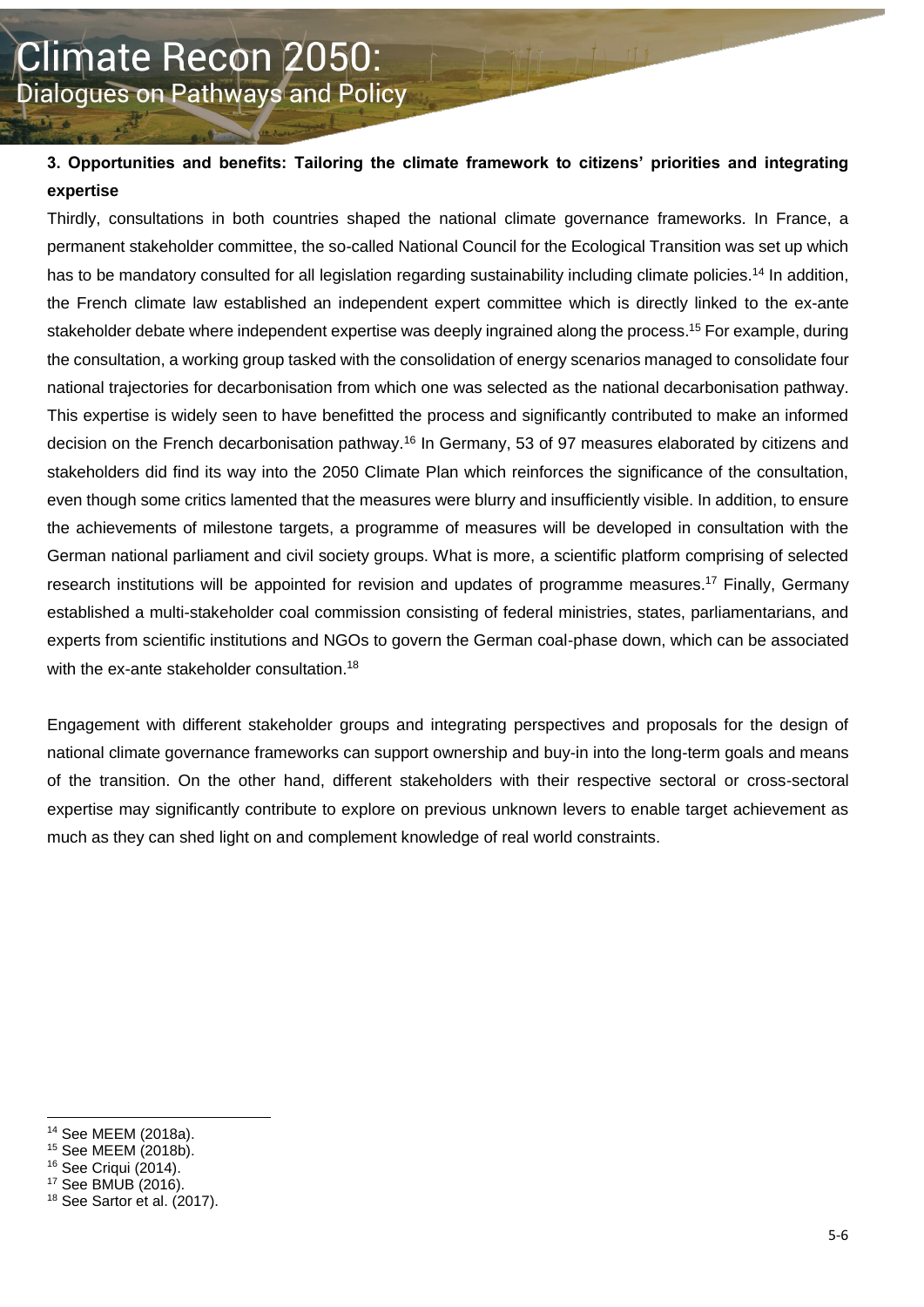### 3. Opportunities and benefits: Tailoring the climate framework to citizens' priorities and integrating expertise

Thirdly, consultations in both countries shaped the national climate governance frameworks. In France, a permanent stakeholder committee, the so-called National Council for the Ecological Transition was set up which has to be mandatory consulted for all legislation regarding sustainability including climate policies.[14] In addition, the French climate law established an independent expert committee which is directly linked to the ex-ante stakeholder debate where independent expertise was deeply ingrained along the process.[15] For example, during the consultation, a working group tasked with the consolidation of energy scenarios managed to consolidate four national trajectories for decarbonisation from which one was selected as the national decarbonisation pathway. This expertise is widely seen to have benefitted the process and significantly contributed to make an informed decision on the French decarbonisation pathway.[16] In Germany, 53 of 97 measures elaborated by citizens and stakeholders did find its way into the 2050 Climate Plan which reinforces the significance of the consultation, even though some critics lamented that the measures were blurry and insufficiently visible. In addition, to ensure the achievements of milestone targets, a programme of measures will be developed in consultation with the German national parliament and civil society groups. What is more, a scientific platform comprising of selected research institutions will be appointed for revision and updates of programme measures.[17] Finally, Germany established a multi-stakeholder coal commission consisting of federal ministries, states, parliamentarians, and experts from scientific institutions and NGOs to govern the German coal-phase down, which can be associated with the ex-ante stakeholder consultation.[18]

Engagement with different stakeholder groups and integrating perspectives and proposals for the design of national climate governance frameworks can support ownership and buy-in into the long-term goals and means of the transition. On the other hand, different stakeholders with their respective sectoral or cross-sectoral expertise may significantly contribute to explore on previous unknown levers to enable target achievement as much as they can shed light on and complement knowledge of real world constraints.

---

[14] See MEEM (2018a).
[15] See MEEM (2018b).
[16] See Criqui (2014).
[17] See BMUB (2016).
[18] See Sartor et al. (2017).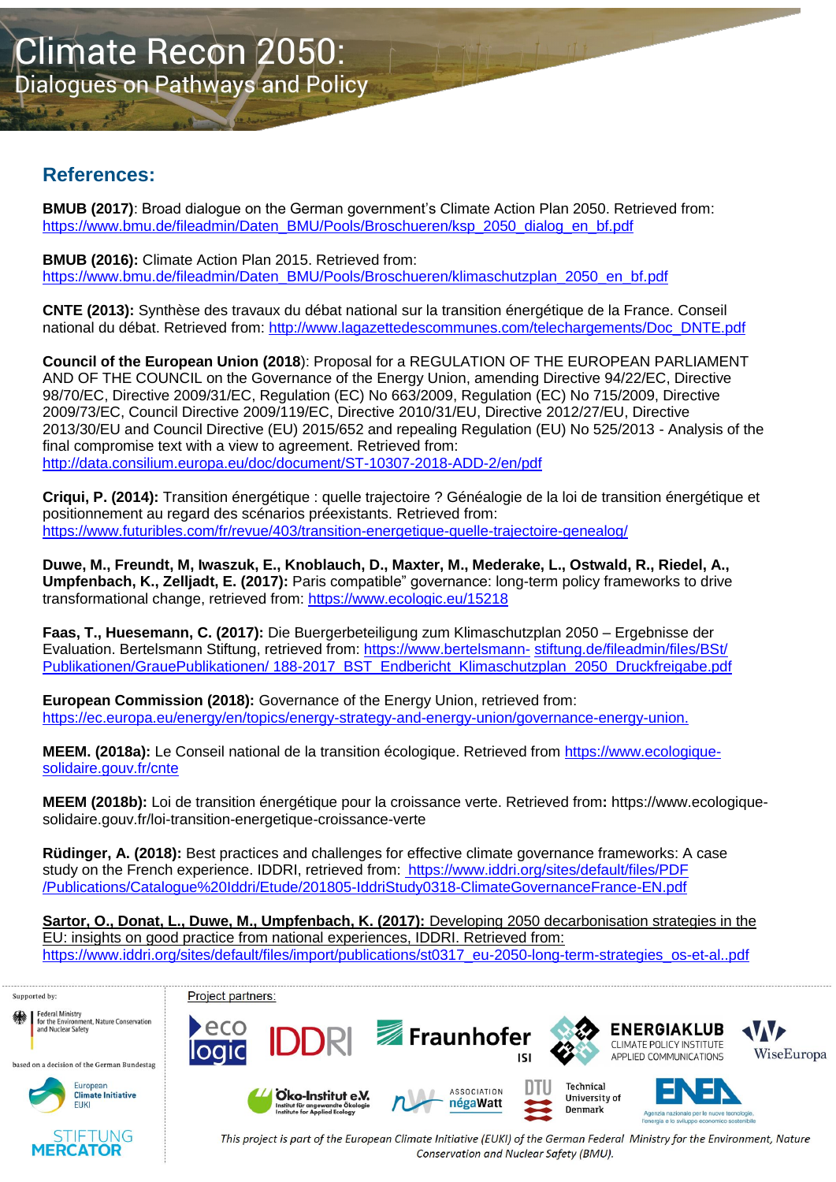# Climate Recon 2050:
Dialogues on Pathways and Policy

## References:

**BMUB (2017)**: Broad dialogue on the German government's Climate Action Plan 2050. Retrieved from: https://www.bmu.de/fileadmin/Daten_BMU/Pools/Broschueren/ksp_2050_dialog_en_bf.pdf

**BMUB (2016):** Climate Action Plan 2015. Retrieved from: https://www.bmu.de/fileadmin/Daten_BMU/Pools/Broschueren/klimaschutzplan_2050_en_bf.pdf

**CNTE (2013):** Synthèse des travaux du débat national sur la transition énergétique de la France. Conseil national du débat. Retrieved from: http://www.lagazettedescommunes.com/telechargements/Doc_DNTE.pdf

**Council of the European Union (2018**): Proposal for a REGULATION OF THE EUROPEAN PARLIAMENT AND OF THE COUNCIL on the Governance of the Energy Union, amending Directive 94/22/EC, Directive 98/70/EC, Directive 2009/31/EC, Regulation (EC) No 663/2009, Regulation (EC) No 715/2009, Directive 2009/73/EC, Council Directive 2009/119/EC, Directive 2010/31/EU, Directive 2012/27/EU, Directive 2013/30/EU and Council Directive (EU) 2015/652 and repealing Regulation (EU) No 525/2013 - Analysis of the final compromise text with a view to agreement. Retrieved from: http://data.consilium.europa.eu/doc/document/ST-10307-2018-ADD-2/en/pdf

**Criqui, P. (2014):** Transition énergétique : quelle trajectoire ? Généalogie de la loi de transition énergétique et positionnement au regard des scénarios préexistants. Retrieved from: https://www.futuribles.com/fr/revue/403/transition-energetique-quelle-trajectoire-genealog/

**Duwe, M., Freundt, M, Iwaszuk, E., Knoblauch, D., Maxter, M., Mederake, L., Ostwald, R., Riedel, A., Umpfenbach, K., Zelljadt, E. (2017):** Paris compatible" governance: long-term policy frameworks to drive transformational change, retrieved from: https://www.ecologic.eu/15218

**Faas, T., Huesemann, C. (2017):** Die Buergerbeteiligung zum Klimaschutzplan 2050 – Ergebnisse der Evaluation. Bertelsmann Stiftung, retrieved from: https://www.bertelsmann- stiftung.de/fileadmin/files/BSt/ Publikationen/GrauePublikationen/ 188-2017_BST_Endbericht_Klimaschutzplan_2050_Druckfreigabe.pdf

**European Commission (2018):** Governance of the Energy Union, retrieved from: https://ec.europa.eu/energy/en/topics/energy-strategy-and-energy-union/governance-energy-union.

**MEEM. (2018a):** Le Conseil national de la transition écologique. Retrieved from https://www.ecologique-solidaire.gouv.fr/cnte

**MEEM (2018b):** Loi de transition énergétique pour la croissance verte. Retrieved from**:** https://www.ecologique-solidaire.gouv.fr/loi-transition-energetique-croissance-verte

**Rüdinger, A. (2018):** Best practices and challenges for effective climate governance frameworks: A case study on the French experience. IDDRI, retrieved from: https://www.iddri.org/sites/default/files/PDF /Publications/Catalogue%20Iddri/Etude/201805-IddriStudy0318-ClimateGovernanceFrance-EN.pdf

**Sartor, O., Donat, L., Duwe, M., Umpfenbach, K. (2017):** Developing 2050 decarbonisation strategies in the EU: insights on good practice from national experiences, IDDRI. Retrieved from: https://www.iddri.org/sites/default/files/import/publications/st0317_eu-2050-long-term-strategies_os-et-al..pdf

Supported by: Federal Ministry for the Environment, Nature Conservation and Nuclear Safety

based on a decision of the German Bundestag

European Climate Initiative EUKI

STIFTUNG MERCATOR

Project partners: ecologic, IDDRI, Fraunhofer ISI, ENERGIAKLUB Climate Policy Institute Applied Communications, WiseEuropa, Öko-Institut e.V. Institut für angewandte Ökologie Institute for Applied Ecology, Association négaWatt, DTU Technical University of Denmark, ENEA Agenzia nazionale per le nuove tecnologie, l'energia e lo sviluppo economico sostenibile

*This project is part of the European Climate Initiative (EUKI) of the German Federal Ministry for the Environment, Nature Conservation and Nuclear Safety (BMU).*